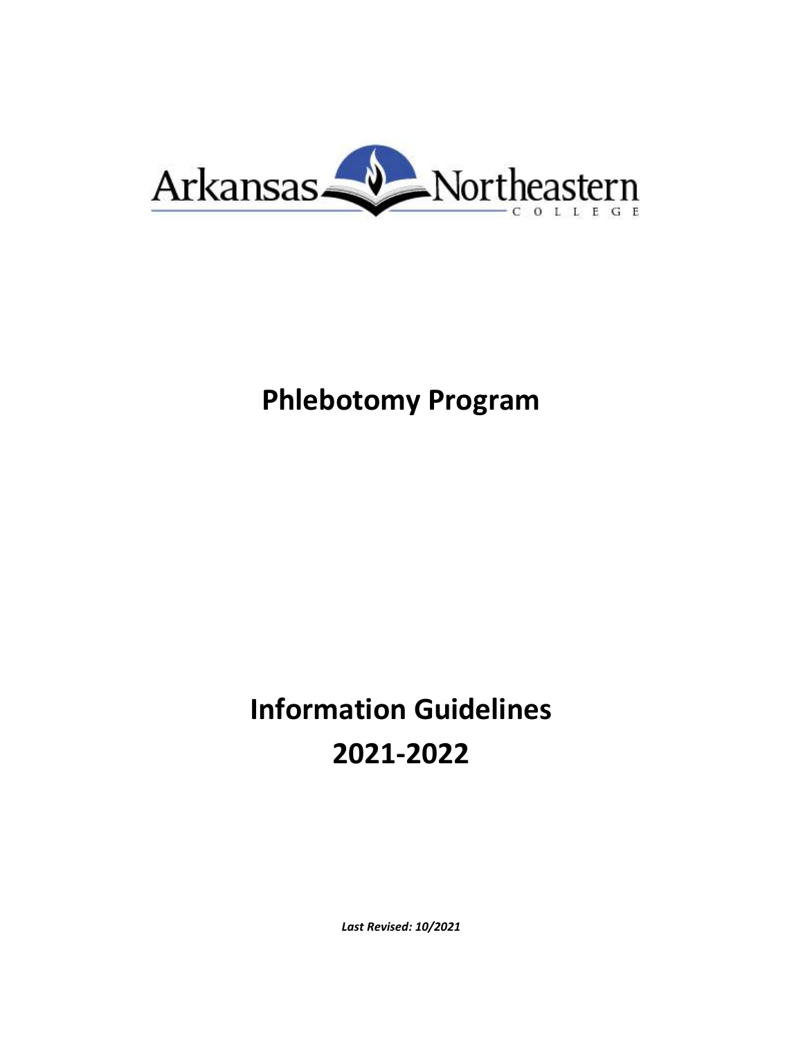Arkansas Northeastern College

# Phlebotomy Program

# Information Guidelines 2021-2022

***Last Revised: 10/2021***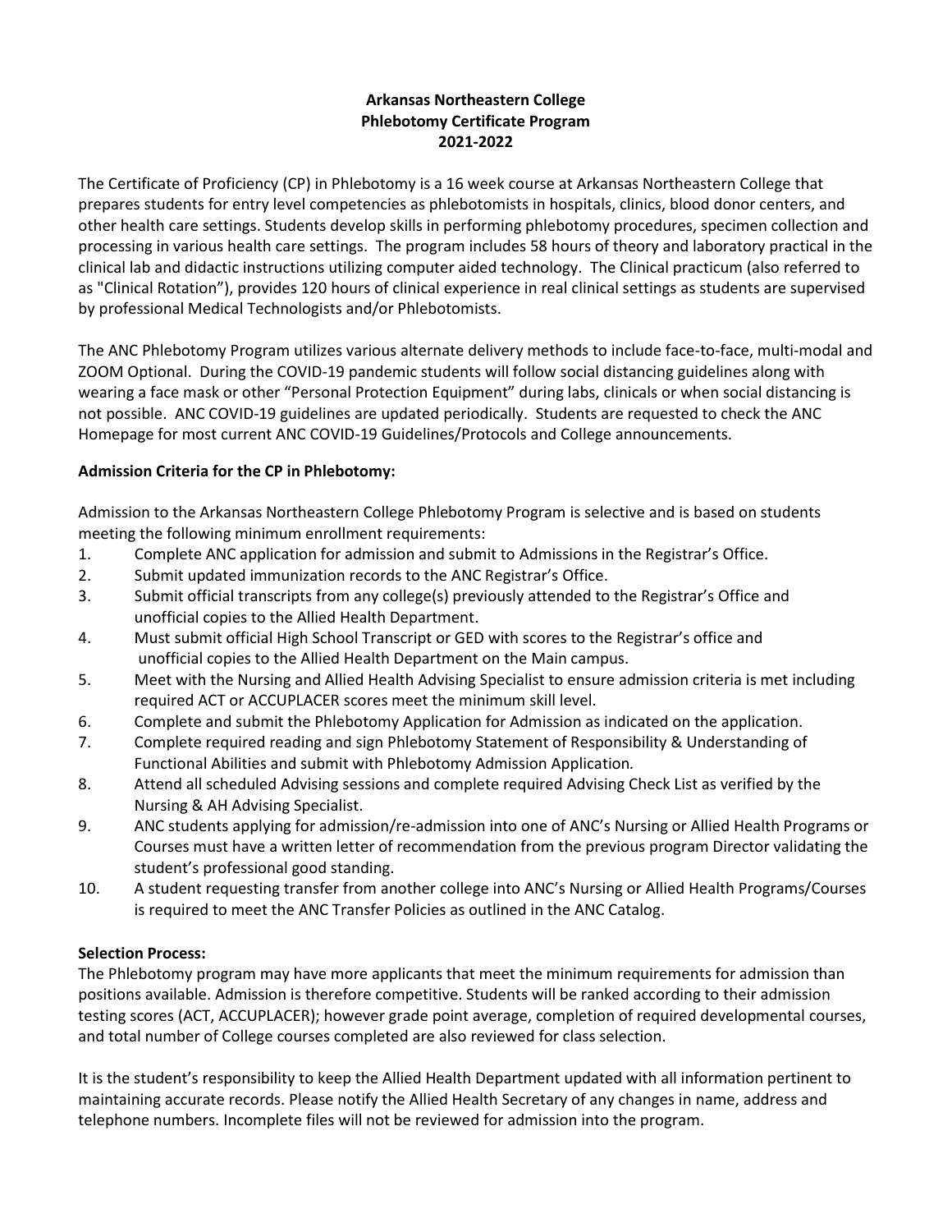**Arkansas Northeastern College**
**Phlebotomy Certificate Program**
**2021-2022**

The Certificate of Proficiency (CP) in Phlebotomy is a 16 week course at Arkansas Northeastern College that prepares students for entry level competencies as phlebotomists in hospitals, clinics, blood donor centers, and other health care settings. Students develop skills in performing phlebotomy procedures, specimen collection and processing in various health care settings. The program includes 58 hours of theory and laboratory practical in the clinical lab and didactic instructions utilizing computer aided technology. The Clinical practicum (also referred to as "Clinical Rotation"), provides 120 hours of clinical experience in real clinical settings as students are supervised by professional Medical Technologists and/or Phlebotomists.

The ANC Phlebotomy Program utilizes various alternate delivery methods to include face-to-face, multi-modal and ZOOM Optional. During the COVID-19 pandemic students will follow social distancing guidelines along with wearing a face mask or other "Personal Protection Equipment" during labs, clinicals or when social distancing is not possible. ANC COVID-19 guidelines are updated periodically. Students are requested to check the ANC Homepage for most current ANC COVID-19 Guidelines/Protocols and College announcements.

**Admission Criteria for the CP in Phlebotomy:**

Admission to the Arkansas Northeastern College Phlebotomy Program is selective and is based on students meeting the following minimum enrollment requirements:

1. Complete ANC application for admission and submit to Admissions in the Registrar's Office.
2. Submit updated immunization records to the ANC Registrar's Office.
3. Submit official transcripts from any college(s) previously attended to the Registrar's Office and unofficial copies to the Allied Health Department.
4. Must submit official High School Transcript or GED with scores to the Registrar's office and unofficial copies to the Allied Health Department on the Main campus.
5. Meet with the Nursing and Allied Health Advising Specialist to ensure admission criteria is met including required ACT or ACCUPLACER scores meet the minimum skill level.
6. Complete and submit the Phlebotomy Application for Admission as indicated on the application.
7. Complete required reading and sign Phlebotomy Statement of Responsibility & Understanding of Functional Abilities and submit with Phlebotomy Admission Application.
8. Attend all scheduled Advising sessions and complete required Advising Check List as verified by the Nursing & AH Advising Specialist.
9. ANC students applying for admission/re-admission into one of ANC's Nursing or Allied Health Programs or Courses must have a written letter of recommendation from the previous program Director validating the student's professional good standing.
10. A student requesting transfer from another college into ANC's Nursing or Allied Health Programs/Courses is required to meet the ANC Transfer Policies as outlined in the ANC Catalog.

**Selection Process:**

The Phlebotomy program may have more applicants that meet the minimum requirements for admission than positions available. Admission is therefore competitive. Students will be ranked according to their admission testing scores (ACT, ACCUPLACER); however grade point average, completion of required developmental courses, and total number of College courses completed are also reviewed for class selection.

It is the student's responsibility to keep the Allied Health Department updated with all information pertinent to maintaining accurate records. Please notify the Allied Health Secretary of any changes in name, address and telephone numbers. Incomplete files will not be reviewed for admission into the program.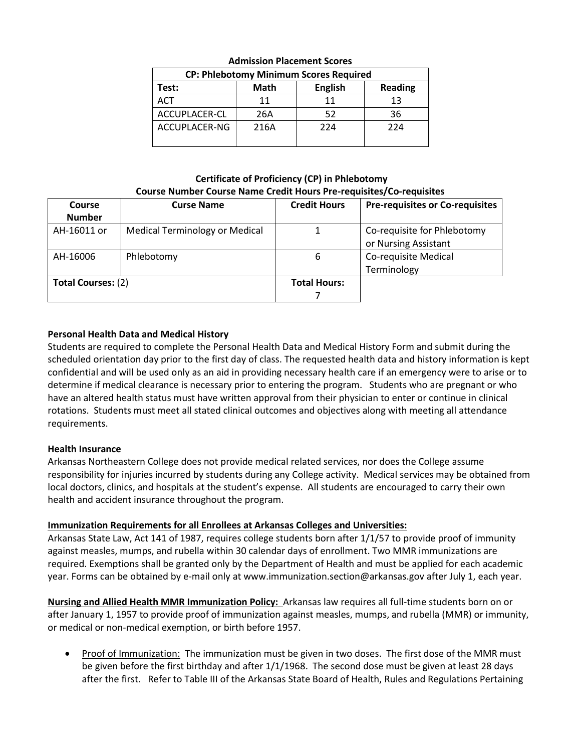**Admission Placement Scores**

| CP: Phlebotomy Minimum Scores Required | | | |
|---|---|---|---|
| **Test:** | **Math** | **English** | **Reading** |
| ACT | 11 | 11 | 13 |
| ACCUPLACER-CL | 26A | 52 | 36 |
| ACCUPLACER-NG | 216A | 224 | 224 |

**Certificate of Proficiency (CP) in Phlebotomy**
**Course Number Course Name Credit Hours Pre-requisites/Co-requisites**

| Course Number | Curse Name | Credit Hours | Pre-requisites or Co-requisites |
|---|---|---|---|
| AH-16011 or | Medical Terminology or Medical | 1 | Co-requisite for Phlebotomy or Nursing Assistant |
| AH-16006 | Phlebotomy | 6 | Co-requisite Medical Terminology |
| **Total Courses:** (2) | | **Total Hours:** 7 | |

**Personal Health Data and Medical History**

Students are required to complete the Personal Health Data and Medical History Form and submit during the scheduled orientation day prior to the first day of class. The requested health data and history information is kept confidential and will be used only as an aid in providing necessary health care if an emergency were to arise or to determine if medical clearance is necessary prior to entering the program. Students who are pregnant or who have an altered health status must have written approval from their physician to enter or continue in clinical rotations. Students must meet all stated clinical outcomes and objectives along with meeting all attendance requirements.

**Health Insurance**

Arkansas Northeastern College does not provide medical related services, nor does the College assume responsibility for injuries incurred by students during any College activity. Medical services may be obtained from local doctors, clinics, and hospitals at the student's expense. All students are encouraged to carry their own health and accident insurance throughout the program.

**Immunization Requirements for all Enrollees at Arkansas Colleges and Universities:**

Arkansas State Law, Act 141 of 1987, requires college students born after 1/1/57 to provide proof of immunity against measles, mumps, and rubella within 30 calendar days of enrollment. Two MMR immunizations are required. Exemptions shall be granted only by the Department of Health and must be applied for each academic year. Forms can be obtained by e-mail only at www.immunization.section@arkansas.gov after July 1, each year.

**Nursing and Allied Health MMR Immunization Policy:** Arkansas law requires all full-time students born on or after January 1, 1957 to provide proof of immunization against measles, mumps, and rubella (MMR) or immunity, or medical or non-medical exemption, or birth before 1957.

- Proof of Immunization: The immunization must be given in two doses. The first dose of the MMR must be given before the first birthday and after 1/1/1968. The second dose must be given at least 28 days after the first. Refer to Table III of the Arkansas State Board of Health, Rules and Regulations Pertaining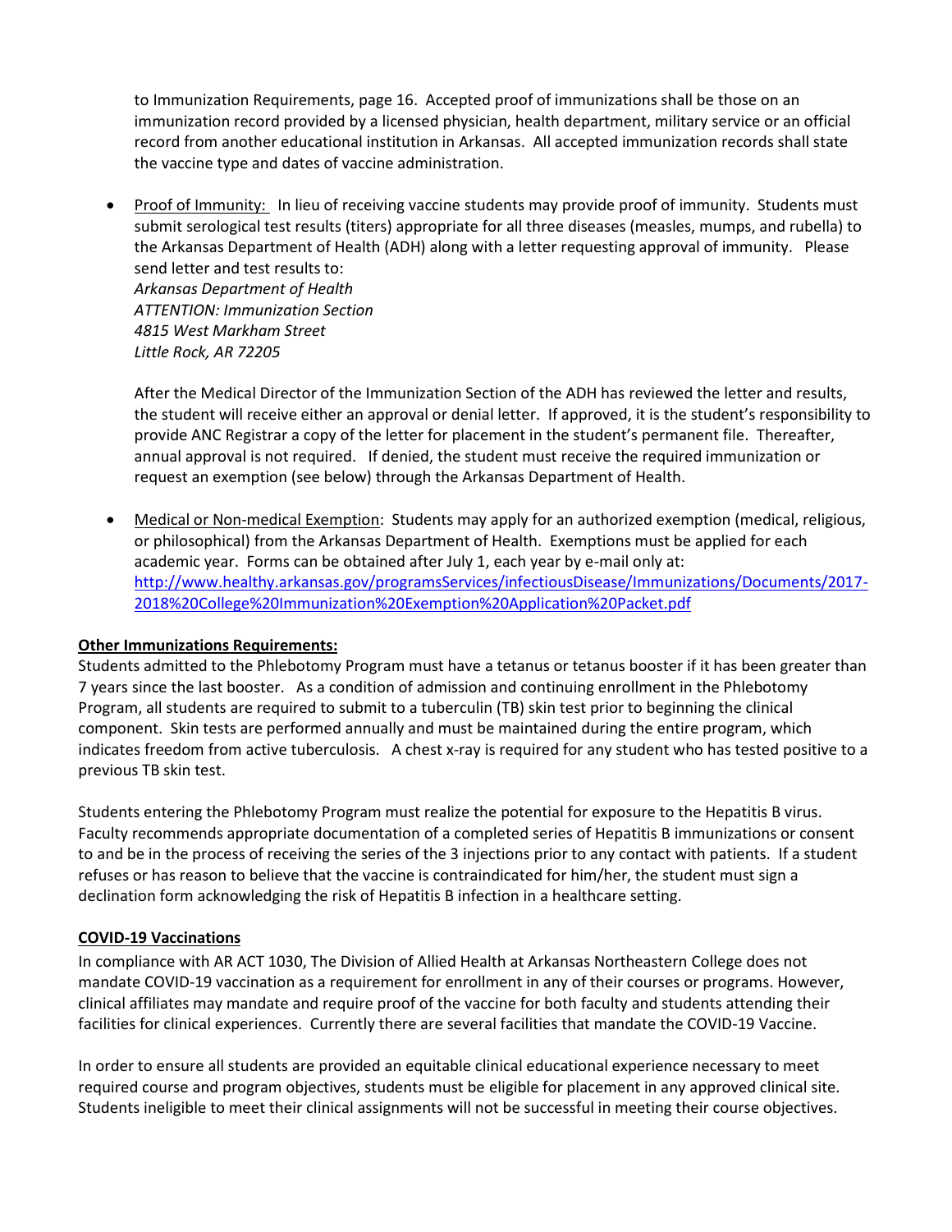to Immunization Requirements, page 16. Accepted proof of immunizations shall be those on an immunization record provided by a licensed physician, health department, military service or an official record from another educational institution in Arkansas. All accepted immunization records shall state the vaccine type and dates of vaccine administration.

- Proof of Immunity: In lieu of receiving vaccine students may provide proof of immunity. Students must submit serological test results (titers) appropriate for all three diseases (measles, mumps, and rubella) to the Arkansas Department of Health (ADH) along with a letter requesting approval of immunity. Please send letter and test results to:
  *Arkansas Department of Health*
  *ATTENTION: Immunization Section*
  *4815 West Markham Street*
  *Little Rock, AR 72205*

  After the Medical Director of the Immunization Section of the ADH has reviewed the letter and results, the student will receive either an approval or denial letter. If approved, it is the student's responsibility to provide ANC Registrar a copy of the letter for placement in the student's permanent file. Thereafter, annual approval is not required. If denied, the student must receive the required immunization or request an exemption (see below) through the Arkansas Department of Health.

- Medical or Non-medical Exemption: Students may apply for an authorized exemption (medical, religious, or philosophical) from the Arkansas Department of Health. Exemptions must be applied for each academic year. Forms can be obtained after July 1, each year by e-mail only at: [http://www.healthy.arkansas.gov/programsServices/infectiousDisease/Immunizations/Documents/2017-2018%20College%20Immunization%20Exemption%20Application%20Packet.pdf](http://www.healthy.arkansas.gov/programsServices/infectiousDisease/Immunizations/Documents/2017-2018%20College%20Immunization%20Exemption%20Application%20Packet.pdf)

**Other Immunizations Requirements:**

Students admitted to the Phlebotomy Program must have a tetanus or tetanus booster if it has been greater than 7 years since the last booster. As a condition of admission and continuing enrollment in the Phlebotomy Program, all students are required to submit to a tuberculin (TB) skin test prior to beginning the clinical component. Skin tests are performed annually and must be maintained during the entire program, which indicates freedom from active tuberculosis. A chest x-ray is required for any student who has tested positive to a previous TB skin test.

Students entering the Phlebotomy Program must realize the potential for exposure to the Hepatitis B virus. Faculty recommends appropriate documentation of a completed series of Hepatitis B immunizations or consent to and be in the process of receiving the series of the 3 injections prior to any contact with patients. If a student refuses or has reason to believe that the vaccine is contraindicated for him/her, the student must sign a declination form acknowledging the risk of Hepatitis B infection in a healthcare setting.

**COVID-19 Vaccinations**

In compliance with AR ACT 1030, The Division of Allied Health at Arkansas Northeastern College does not mandate COVID-19 vaccination as a requirement for enrollment in any of their courses or programs. However, clinical affiliates may mandate and require proof of the vaccine for both faculty and students attending their facilities for clinical experiences. Currently there are several facilities that mandate the COVID-19 Vaccine.

In order to ensure all students are provided an equitable clinical educational experience necessary to meet required course and program objectives, students must be eligible for placement in any approved clinical site. Students ineligible to meet their clinical assignments will not be successful in meeting their course objectives.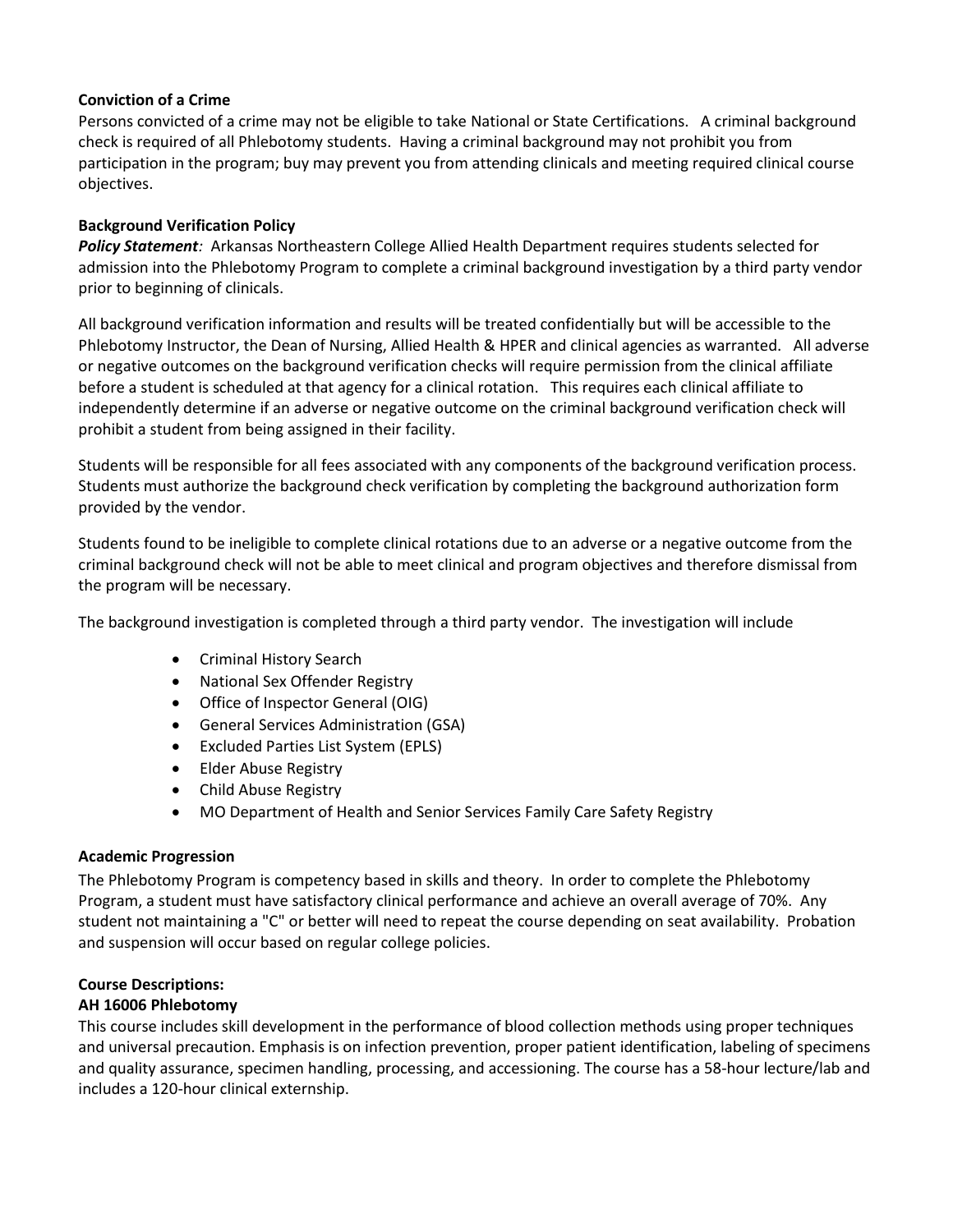**Conviction of a Crime**

Persons convicted of a crime may not be eligible to take National or State Certifications. A criminal background check is required of all Phlebotomy students. Having a criminal background may not prohibit you from participation in the program; buy may prevent you from attending clinicals and meeting required clinical course objectives.

**Background Verification Policy**

***Policy Statement**:* Arkansas Northeastern College Allied Health Department requires students selected for admission into the Phlebotomy Program to complete a criminal background investigation by a third party vendor prior to beginning of clinicals.

All background verification information and results will be treated confidentially but will be accessible to the Phlebotomy Instructor, the Dean of Nursing, Allied Health & HPER and clinical agencies as warranted. All adverse or negative outcomes on the background verification checks will require permission from the clinical affiliate before a student is scheduled at that agency for a clinical rotation. This requires each clinical affiliate to independently determine if an adverse or negative outcome on the criminal background verification check will prohibit a student from being assigned in their facility.

Students will be responsible for all fees associated with any components of the background verification process. Students must authorize the background check verification by completing the background authorization form provided by the vendor.

Students found to be ineligible to complete clinical rotations due to an adverse or a negative outcome from the criminal background check will not be able to meet clinical and program objectives and therefore dismissal from the program will be necessary.

The background investigation is completed through a third party vendor. The investigation will include

- Criminal History Search
- National Sex Offender Registry
- Office of Inspector General (OIG)
- General Services Administration (GSA)
- Excluded Parties List System (EPLS)
- Elder Abuse Registry
- Child Abuse Registry
- MO Department of Health and Senior Services Family Care Safety Registry

**Academic Progression**

The Phlebotomy Program is competency based in skills and theory. In order to complete the Phlebotomy Program, a student must have satisfactory clinical performance and achieve an overall average of 70%. Any student not maintaining a "C" or better will need to repeat the course depending on seat availability. Probation and suspension will occur based on regular college policies.

**Course Descriptions:**

**AH 16006 Phlebotomy**

This course includes skill development in the performance of blood collection methods using proper techniques and universal precaution. Emphasis is on infection prevention, proper patient identification, labeling of specimens and quality assurance, specimen handling, processing, and accessioning. The course has a 58-hour lecture/lab and includes a 120-hour clinical externship.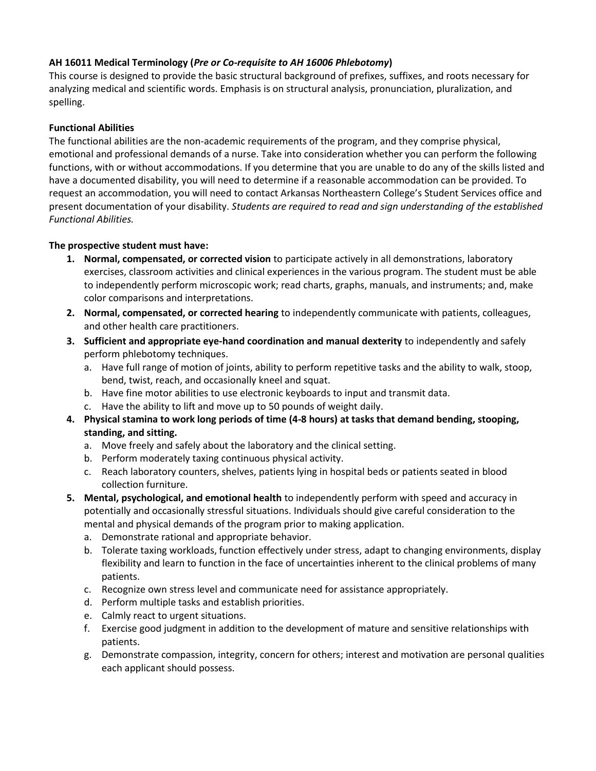**AH 16011 Medical Terminology (*Pre or Co-requisite to AH 16006 Phlebotomy*)**
This course is designed to provide the basic structural background of prefixes, suffixes, and roots necessary for analyzing medical and scientific words. Emphasis is on structural analysis, pronunciation, pluralization, and spelling.

**Functional Abilities**
The functional abilities are the non-academic requirements of the program, and they comprise physical, emotional and professional demands of a nurse. Take into consideration whether you can perform the following functions, with or without accommodations. If you determine that you are unable to do any of the skills listed and have a documented disability, you will need to determine if a reasonable accommodation can be provided. To request an accommodation, you will need to contact Arkansas Northeastern College's Student Services office and present documentation of your disability. *Students are required to read and sign understanding of the established Functional Abilities.*

**The prospective student must have:**

1. **Normal, compensated, or corrected vision** to participate actively in all demonstrations, laboratory exercises, classroom activities and clinical experiences in the various program. The student must be able to independently perform microscopic work; read charts, graphs, manuals, and instruments; and, make color comparisons and interpretations.
2. **Normal, compensated, or corrected hearing** to independently communicate with patients, colleagues, and other health care practitioners.
3. **Sufficient and appropriate eye-hand coordination and manual dexterity** to independently and safely perform phlebotomy techniques.
   a. Have full range of motion of joints, ability to perform repetitive tasks and the ability to walk, stoop, bend, twist, reach, and occasionally kneel and squat.
   b. Have fine motor abilities to use electronic keyboards to input and transmit data.
   c. Have the ability to lift and move up to 50 pounds of weight daily.
4. **Physical stamina to work long periods of time (4-8 hours) at tasks that demand bending, stooping, standing, and sitting.**
   a. Move freely and safely about the laboratory and the clinical setting.
   b. Perform moderately taxing continuous physical activity.
   c. Reach laboratory counters, shelves, patients lying in hospital beds or patients seated in blood collection furniture.
5. **Mental, psychological, and emotional health** to independently perform with speed and accuracy in potentially and occasionally stressful situations. Individuals should give careful consideration to the mental and physical demands of the program prior to making application.
   a. Demonstrate rational and appropriate behavior.
   b. Tolerate taxing workloads, function effectively under stress, adapt to changing environments, display flexibility and learn to function in the face of uncertainties inherent to the clinical problems of many patients.
   c. Recognize own stress level and communicate need for assistance appropriately.
   d. Perform multiple tasks and establish priorities.
   e. Calmly react to urgent situations.
   f. Exercise good judgment in addition to the development of mature and sensitive relationships with patients.
   g. Demonstrate compassion, integrity, concern for others; interest and motivation are personal qualities each applicant should possess.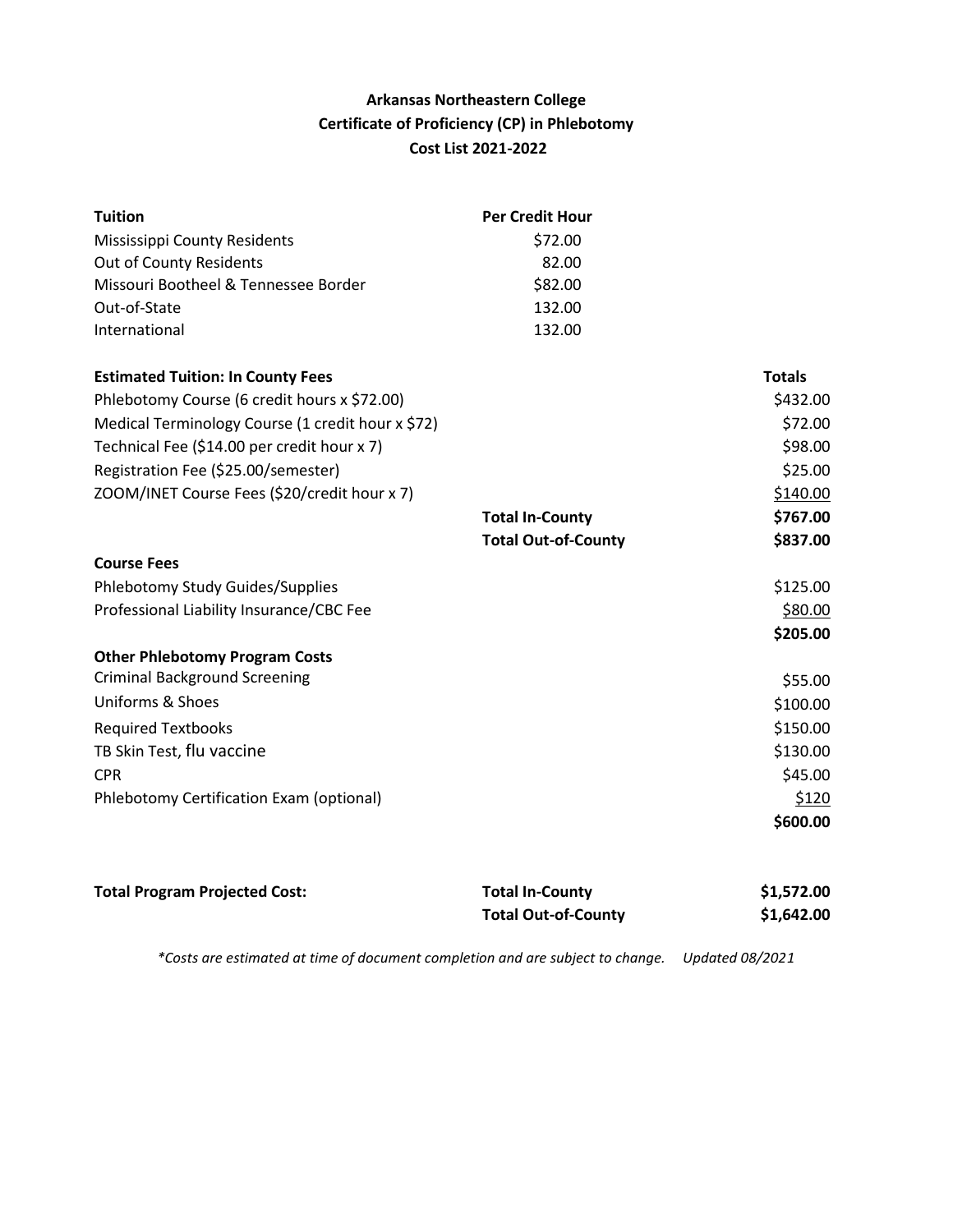**Arkansas Northeastern College**
**Certificate of Proficiency (CP) in Phlebotomy**
**Cost List 2021-2022**

| **Tuition** | **Per Credit Hour** | |
|---|---|---|
| Mississippi County Residents | $72.00 | |
| Out of County Residents | 82.00 | |
| Missouri Bootheel & Tennessee Border | $82.00 | |
| Out-of-State | 132.00 | |
| International | 132.00 | |
| **Estimated Tuition: In County Fees** | | **Totals** |
| Phlebotomy Course (6 credit hours x $72.00) | | $432.00 |
| Medical Terminology Course (1 credit hour x $72) | | $72.00 |
| Technical Fee ($14.00 per credit hour x 7) | | $98.00 |
| Registration Fee ($25.00/semester) | | $25.00 |
| ZOOM/INET Course Fees ($20/credit hour x 7) | | $140.00 |
| | **Total In-County** | **$767.00** |
| | **Total Out-of-County** | **$837.00** |
| **Course Fees** | | |
| Phlebotomy Study Guides/Supplies | | $125.00 |
| Professional Liability Insurance/CBC Fee | | $80.00 |
| | | **$205.00** |
| **Other Phlebotomy Program Costs** | | |
| Criminal Background Screening | | $55.00 |
| Uniforms & Shoes | | $100.00 |
| Required Textbooks | | $150.00 |
| TB Skin Test, flu vaccine | | $130.00 |
| CPR | | $45.00 |
| Phlebotomy Certification Exam (optional) | | $120 |
| | | **$600.00** |
| **Total Program Projected Cost:** | **Total In-County** | **$1,572.00** |
| | **Total Out-of-County** | **$1,642.00** |

*\*Costs are estimated at time of document completion and are subject to change. Updated 08/2021*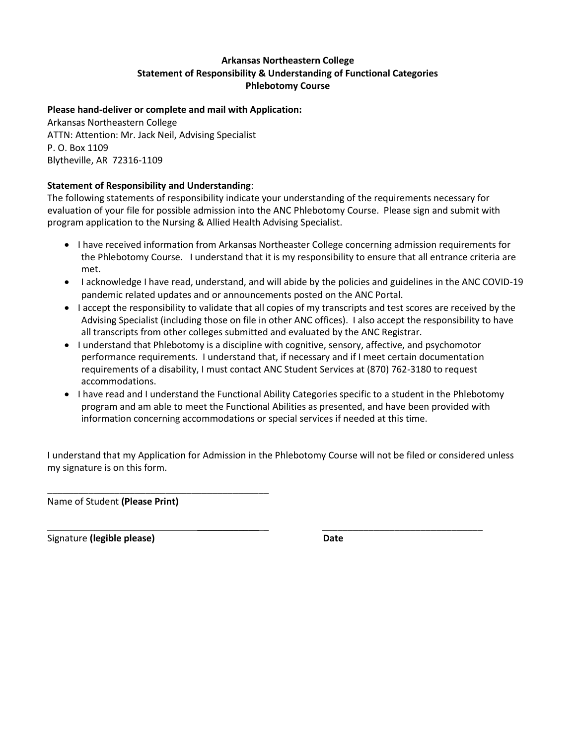**Arkansas Northeastern College**
**Statement of Responsibility & Understanding of Functional Categories**
**Phlebotomy Course**

**Please hand-deliver or complete and mail with Application:**
Arkansas Northeastern College
ATTN: Attention: Mr. Jack Neil, Advising Specialist
P. O. Box 1109
Blytheville, AR 72316-1109

**Statement of Responsibility and Understanding**:
The following statements of responsibility indicate your understanding of the requirements necessary for evaluation of your file for possible admission into the ANC Phlebotomy Course. Please sign and submit with program application to the Nursing & Allied Health Advising Specialist.

- I have received information from Arkansas Northeaster College concerning admission requirements for the Phlebotomy Course. I understand that it is my responsibility to ensure that all entrance criteria are met.
- I acknowledge I have read, understand, and will abide by the policies and guidelines in the ANC COVID-19 pandemic related updates and or announcements posted on the ANC Portal.
- I accept the responsibility to validate that all copies of my transcripts and test scores are received by the Advising Specialist (including those on file in other ANC offices). I also accept the responsibility to have all transcripts from other colleges submitted and evaluated by the ANC Registrar.
- I understand that Phlebotomy is a discipline with cognitive, sensory, affective, and psychomotor performance requirements. I understand that, if necessary and if I meet certain documentation requirements of a disability, I must contact ANC Student Services at (870) 762-3180 to request accommodations.
- I have read and I understand the Functional Ability Categories specific to a student in the Phlebotomy program and am able to meet the Functional Abilities as presented, and have been provided with information concerning accommodations or special services if needed at this time.

I understand that my Application for Admission in the Phlebotomy Course will not be filed or considered unless my signature is on this form.

_____________________________________________
Name of Student **(Please Print)**

_____________________________________________ _________________________________
Signature **(legible please)** **Date**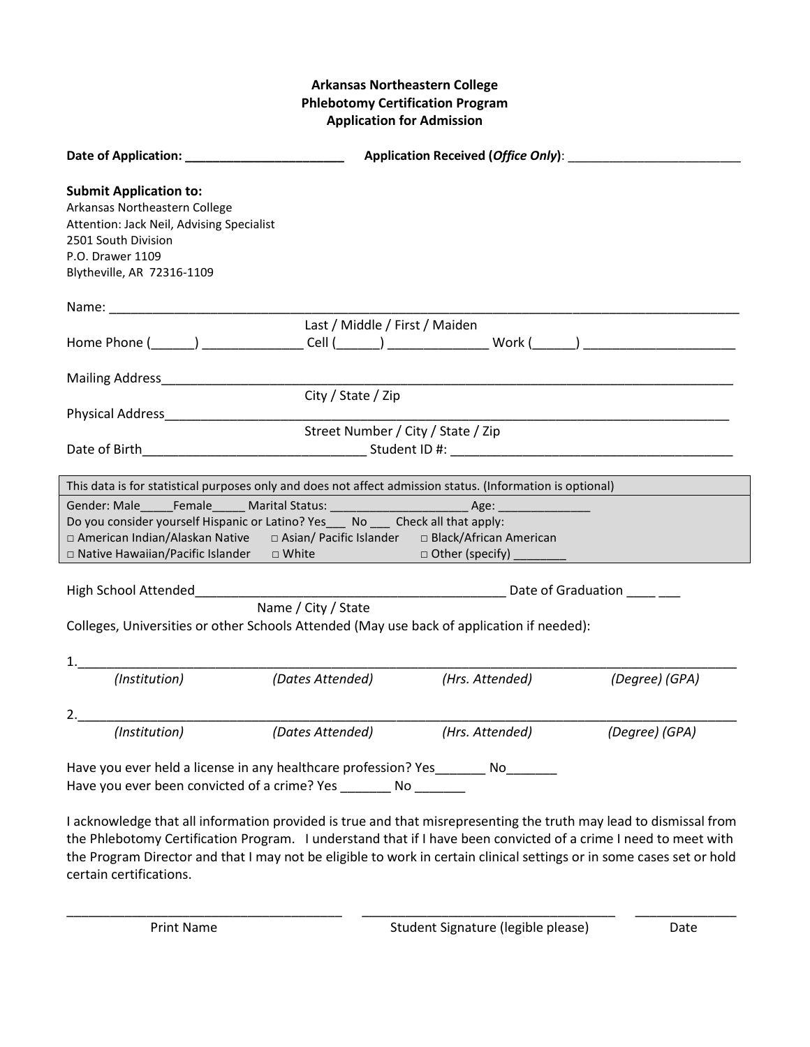**Arkansas Northeastern College**
**Phlebotomy Certification Program**
**Application for Admission**

**Date of Application: ______________________** **Application Received (*Office Only*)**: ________________________

**Submit Application to:**
Arkansas Northeastern College
Attention: Jack Neil, Advising Specialist
2501 South Division
P.O. Drawer 1109
Blytheville, AR 72316-1109

Name: ______________________________________________________________________________
Last / Middle / First / Maiden

Home Phone (______) ______________ Cell (______) ______________ Work (______) _____________________

Mailing Address__________________________________________________________________________
City / State / Zip

Physical Address_________________________________________________________________________
Street Number / City / State / Zip

Date of Birth_______________________________ Student ID #: _______________________________________

| This data is for statistical purposes only and does not affect admission status. (Information is optional) |
|---|
| Gender: Male_____Female_____ Marital Status: ____________________ Age: ______________ |
| Do you consider yourself Hispanic or Latino? Yes___ No ___ Check all that apply: |
| □ American Indian/Alaskan Native □ Asian/ Pacific Islander □ Black/African American |
| □ Native Hawaiian/Pacific Islander □ White □ Other (specify) ________ |

High School Attended___________________________________________ Date of Graduation ____ ___
Name / City / State

Colleges, Universities or other Schools Attended (May use back of application if needed):

1.___________________________________________________________________________________
*(Institution)* *(Dates Attended)* *(Hrs. Attended)* *(Degree) (GPA)*

2.___________________________________________________________________________________
*(Institution)* *(Dates Attended)* *(Hrs. Attended)* *(Degree) (GPA)*

Have you ever held a license in any healthcare profession? Yes_______ No_______
Have you ever been convicted of a crime? Yes _______ No _______

I acknowledge that all information provided is true and that misrepresenting the truth may lead to dismissal from the Phlebotomy Certification Program. I understand that if I have been convicted of a crime I need to meet with the Program Director and that I may not be eligible to work in certain clinical settings or in some cases set or hold certain certifications.

______________________________________ ___________________________________ ______________
Print Name Student Signature (legible please) Date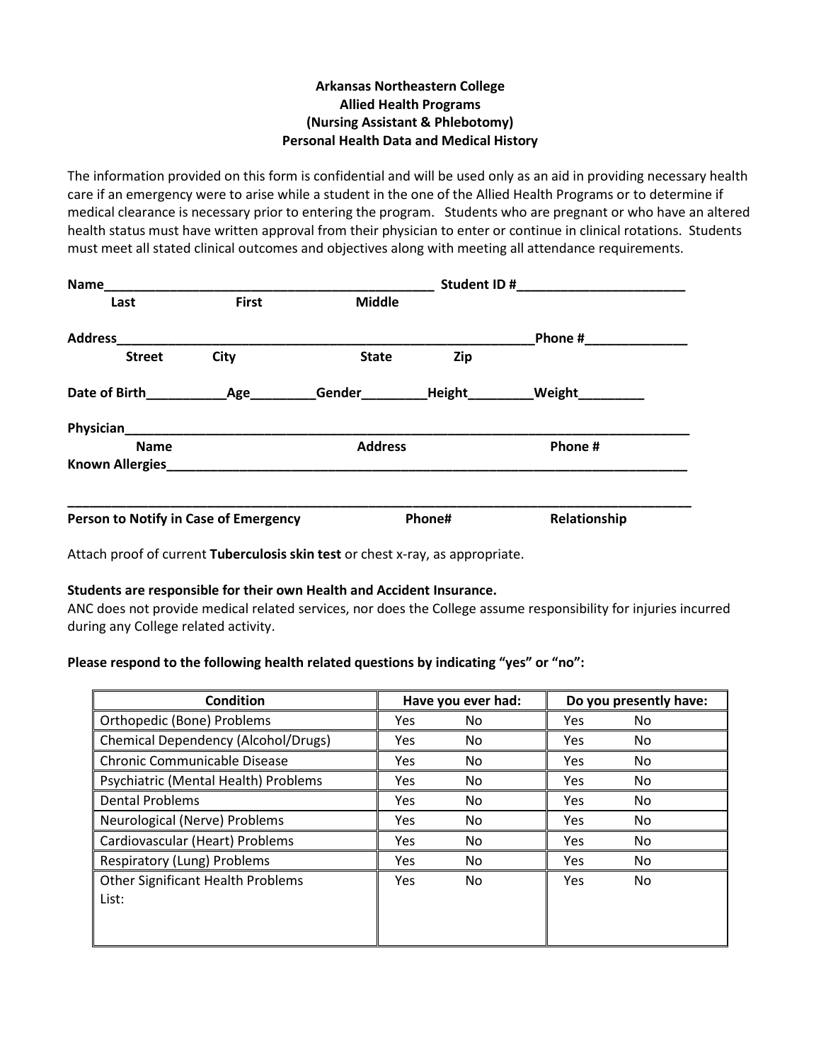**Arkansas Northeastern College**
**Allied Health Programs**
**(Nursing Assistant & Phlebotomy)**
**Personal Health Data and Medical History**

The information provided on this form is confidential and will be used only as an aid in providing necessary health care if an emergency were to arise while a student in the one of the Allied Health Programs or to determine if medical clearance is necessary prior to entering the program. Students who are pregnant or who have an altered health status must have written approval from their physician to enter or continue in clinical rotations. Students must meet all stated clinical outcomes and objectives along with meeting all attendance requirements.

**Name**_______________________________________________ **Student ID #**_______________________
**Last** **First** **Middle**

**Address**____________________________________________________________**Phone #**______________
**Street** **City** **State** **Zip**

**Date of Birth**___________**Age**_________**Gender**_________**Height**_________**Weight**_________

**Physician**________________________________________________________________________________
**Name** **Address** **Phone #**

**Known Allergies**___________________________________________________________________________

_________________________________________________________________________________________
**Person to Notify in Case of Emergency** **Phone#** **Relationship**

Attach proof of current **Tuberculosis skin test** or chest x-ray, as appropriate.

**Students are responsible for their own Health and Accident Insurance.**
ANC does not provide medical related services, nor does the College assume responsibility for injuries incurred during any College related activity.

**Please respond to the following health related questions by indicating "yes" or "no":**

| Condition | Have you ever had: | Do you presently have: |
|---|---|---|
| Orthopedic (Bone) Problems | Yes No | Yes No |
| Chemical Dependency (Alcohol/Drugs) | Yes No | Yes No |
| Chronic Communicable Disease | Yes No | Yes No |
| Psychiatric (Mental Health) Problems | Yes No | Yes No |
| Dental Problems | Yes No | Yes No |
| Neurological (Nerve) Problems | Yes No | Yes No |
| Cardiovascular (Heart) Problems | Yes No | Yes No |
| Respiratory (Lung) Problems | Yes No | Yes No |
| Other Significant Health Problems List: | Yes No | Yes No |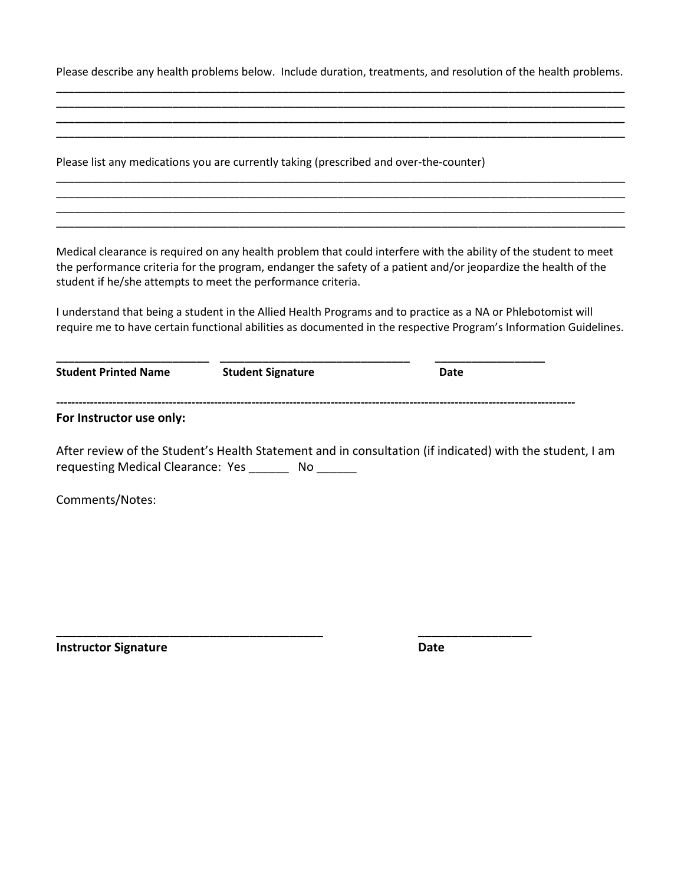Please describe any health problems below. Include duration, treatments, and resolution of the health problems.

________________________________________________________________________________________________
________________________________________________________________________________________________
________________________________________________________________________________________________
________________________________________________________________________________________________

Please list any medications you are currently taking (prescribed and over-the-counter)

________________________________________________________________________________________________
________________________________________________________________________________________________
________________________________________________________________________________________________
________________________________________________________________________________________________

Medical clearance is required on any health problem that could interfere with the ability of the student to meet the performance criteria for the program, endanger the safety of a patient and/or jeopardize the health of the student if he/she attempts to meet the performance criteria.

I understand that being a student in the Allied Health Programs and to practice as a NA or Phlebotomist will require me to have certain functional abilities as documented in the respective Program's Information Guidelines.

________________________ ______________________________ _________________

**Student Printed Name** **Student Signature** **Date**

---

**For Instructor use only:**

After review of the Student's Health Statement and in consultation (if indicated) with the student, I am requesting Medical Clearance: Yes ______ No ______

Comments/Notes:

__________________________________________ _________________

**Instructor Signature** **Date**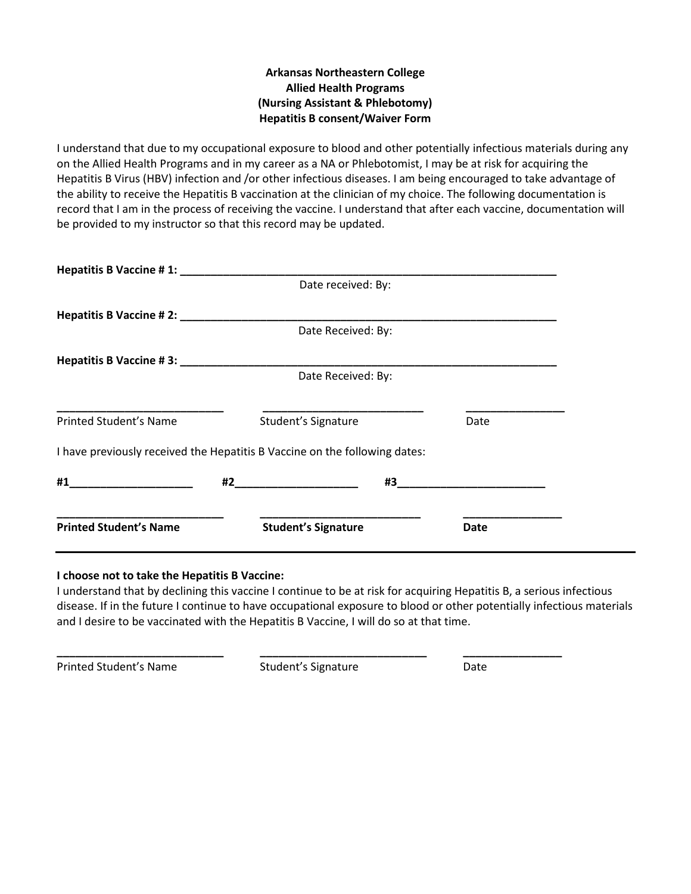**Arkansas Northeastern College**
**Allied Health Programs**
**(Nursing Assistant & Phlebotomy)**
**Hepatitis B consent/Waiver Form**

I understand that due to my occupational exposure to blood and other potentially infectious materials during any on the Allied Health Programs and in my career as a NA or Phlebotomist, I may be at risk for acquiring the Hepatitis B Virus (HBV) infection and /or other infectious diseases. I am being encouraged to take advantage of the ability to receive the Hepatitis B vaccination at the clinician of my choice. The following documentation is record that I am in the process of receiving the vaccine. I understand that after each vaccine, documentation will be provided to my instructor so that this record may be updated.

**Hepatitis B Vaccine # 1:** ______________________________________________

Date received: By:

**Hepatitis B Vaccine # 2:** ______________________________________________

Date Received: By:

**Hepatitis B Vaccine # 3:** ______________________________________________

Date Received: By:

| | | |
|---|---|---|
| ____________________ | ____________________ | ____________ |
| Printed Student's Name | Student's Signature | Date |

I have previously received the Hepatitis B Vaccine on the following dates:

**#1**_______________ **#2**_______________ **#3**__________________

| | | |
|---|---|---|
| ____________________ | ____________________ | ____________ |
| **Printed Student's Name** | **Student's Signature** | **Date** |

---

**I choose not to take the Hepatitis B Vaccine:**
I understand that by declining this vaccine I continue to be at risk for acquiring Hepatitis B, a serious infectious disease. If in the future I continue to have occupational exposure to blood or other potentially infectious materials and I desire to be vaccinated with the Hepatitis B Vaccine, I will do so at that time.

| | | |
|---|---|---|
| ____________________ | ____________________ | ____________ |
| Printed Student's Name | Student's Signature | Date |